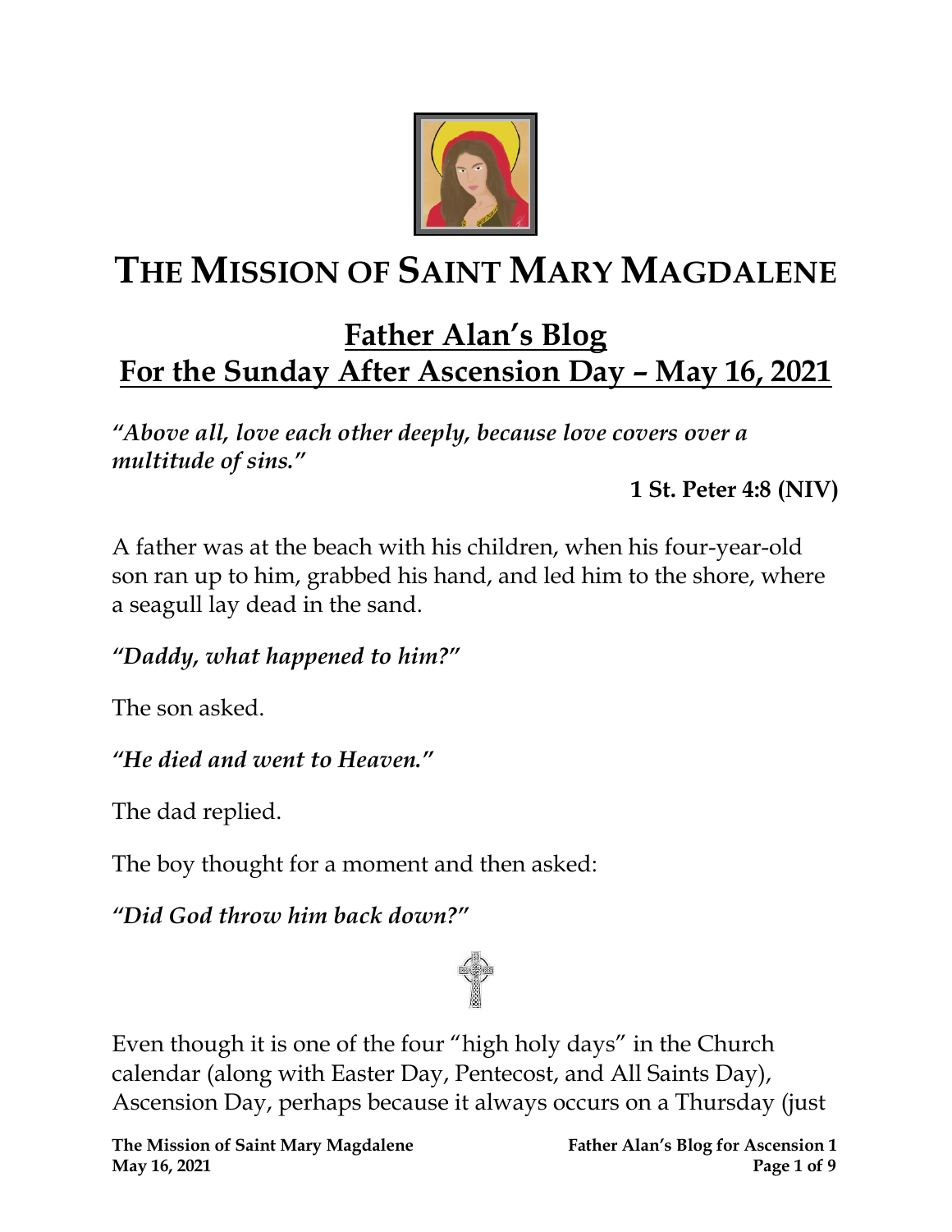# THE MISSION OF SAINT MARY MAGDALENE

## Father Alan's Blog
## For the Sunday After Ascension Day – May 16, 2021

***"Above all, love each other deeply, because love covers over a multitude of sins."***

**1 St. Peter 4:8 (NIV)**

A father was at the beach with his children, when his four-year-old son ran up to him, grabbed his hand, and led him to the shore, where a seagull lay dead in the sand.

***"Daddy, what happened to him?"***

The son asked.

***"He died and went to Heaven."***

The dad replied.

The boy thought for a moment and then asked:

***"Did God throw him back down?"***

Even though it is one of the four "high holy days" in the Church calendar (along with Easter Day, Pentecost, and All Saints Day), Ascension Day, perhaps because it always occurs on a Thursday (just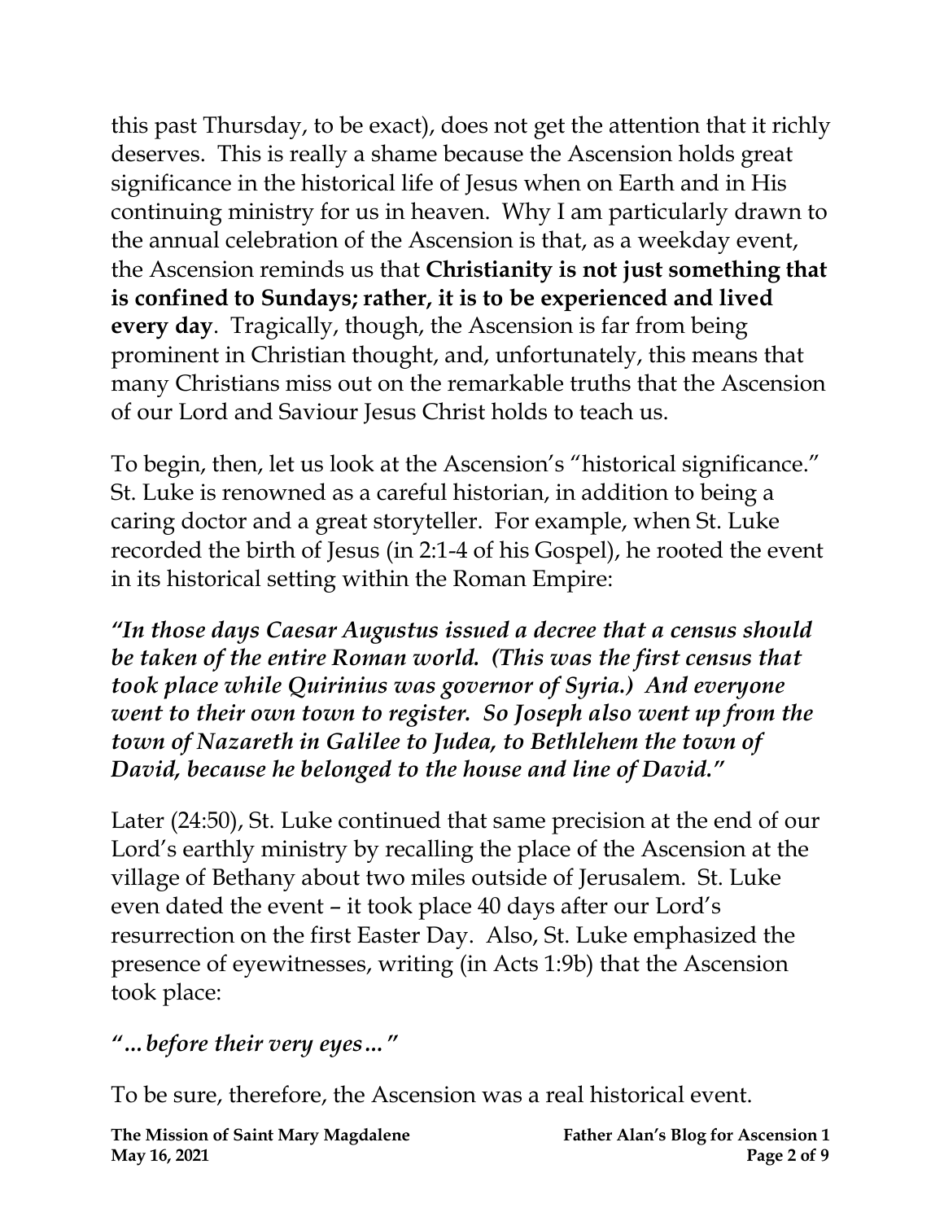this past Thursday, to be exact), does not get the attention that it richly deserves. This is really a shame because the Ascension holds great significance in the historical life of Jesus when on Earth and in His continuing ministry for us in heaven. Why I am particularly drawn to the annual celebration of the Ascension is that, as a weekday event, the Ascension reminds us that **Christianity is not just something that is confined to Sundays; rather, it is to be experienced and lived every day**. Tragically, though, the Ascension is far from being prominent in Christian thought, and, unfortunately, this means that many Christians miss out on the remarkable truths that the Ascension of our Lord and Saviour Jesus Christ holds to teach us.

To begin, then, let us look at the Ascension's "historical significance." St. Luke is renowned as a careful historian, in addition to being a caring doctor and a great storyteller. For example, when St. Luke recorded the birth of Jesus (in 2:1-4 of his Gospel), he rooted the event in its historical setting within the Roman Empire:

***"In those days Caesar Augustus issued a decree that a census should be taken of the entire Roman world. (This was the first census that took place while Quirinius was governor of Syria.) And everyone went to their own town to register. So Joseph also went up from the town of Nazareth in Galilee to Judea, to Bethlehem the town of David, because he belonged to the house and line of David."***

Later (24:50), St. Luke continued that same precision at the end of our Lord's earthly ministry by recalling the place of the Ascension at the village of Bethany about two miles outside of Jerusalem. St. Luke even dated the event – it took place 40 days after our Lord's resurrection on the first Easter Day. Also, St. Luke emphasized the presence of eyewitnesses, writing (in Acts 1:9b) that the Ascension took place:

***"…before their very eyes…"***

To be sure, therefore, the Ascension was a real historical event.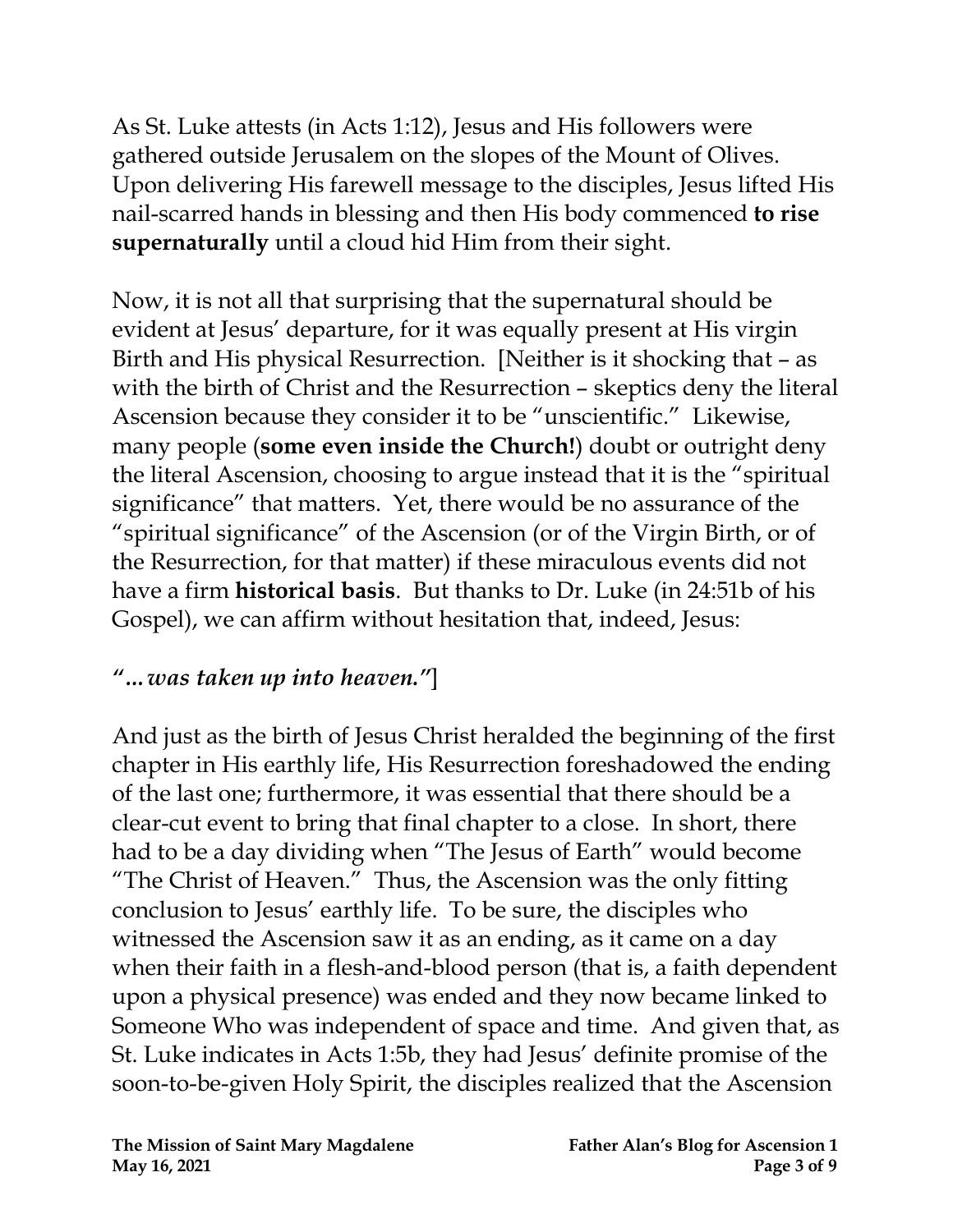As St. Luke attests (in Acts 1:12), Jesus and His followers were gathered outside Jerusalem on the slopes of the Mount of Olives. Upon delivering His farewell message to the disciples, Jesus lifted His nail-scarred hands in blessing and then His body commenced **to rise supernaturally** until a cloud hid Him from their sight.

Now, it is not all that surprising that the supernatural should be evident at Jesus' departure, for it was equally present at His virgin Birth and His physical Resurrection. [Neither is it shocking that – as with the birth of Christ and the Resurrection – skeptics deny the literal Ascension because they consider it to be "unscientific." Likewise, many people (**some even inside the Church!**) doubt or outright deny the literal Ascension, choosing to argue instead that it is the "spiritual significance" that matters. Yet, there would be no assurance of the "spiritual significance" of the Ascension (or of the Virgin Birth, or of the Resurrection, for that matter) if these miraculous events did not have a firm **historical basis**. But thanks to Dr. Luke (in 24:51b of his Gospel), we can affirm without hesitation that, indeed, Jesus:

***"…was taken up into heaven."***]

And just as the birth of Jesus Christ heralded the beginning of the first chapter in His earthly life, His Resurrection foreshadowed the ending of the last one; furthermore, it was essential that there should be a clear-cut event to bring that final chapter to a close. In short, there had to be a day dividing when "The Jesus of Earth" would become "The Christ of Heaven." Thus, the Ascension was the only fitting conclusion to Jesus' earthly life. To be sure, the disciples who witnessed the Ascension saw it as an ending, as it came on a day when their faith in a flesh-and-blood person (that is, a faith dependent upon a physical presence) was ended and they now became linked to Someone Who was independent of space and time. And given that, as St. Luke indicates in Acts 1:5b, they had Jesus' definite promise of the soon-to-be-given Holy Spirit, the disciples realized that the Ascension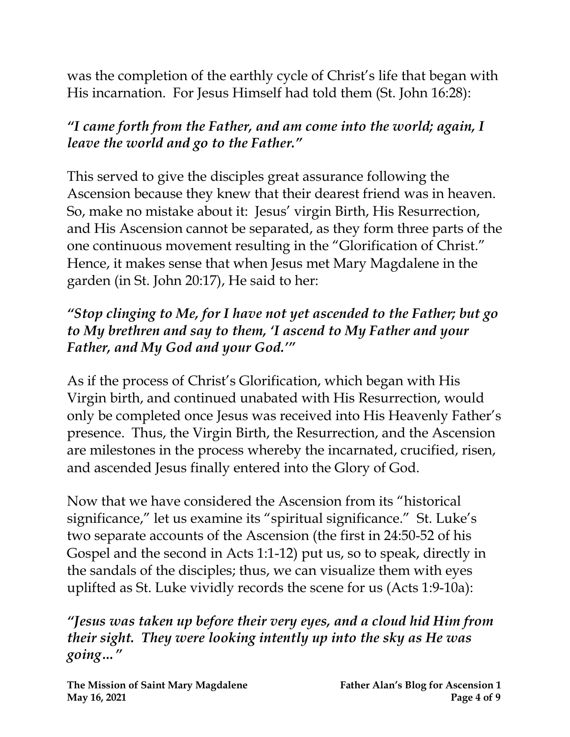was the completion of the earthly cycle of Christ's life that began with His incarnation. For Jesus Himself had told them (St. John 16:28):

***"I came forth from the Father, and am come into the world; again, I leave the world and go to the Father."***

This served to give the disciples great assurance following the Ascension because they knew that their dearest friend was in heaven. So, make no mistake about it: Jesus' virgin Birth, His Resurrection, and His Ascension cannot be separated, as they form three parts of the one continuous movement resulting in the "Glorification of Christ." Hence, it makes sense that when Jesus met Mary Magdalene in the garden (in St. John 20:17), He said to her:

***"Stop clinging to Me, for I have not yet ascended to the Father; but go to My brethren and say to them, 'I ascend to My Father and your Father, and My God and your God.'"***

As if the process of Christ's Glorification, which began with His Virgin birth, and continued unabated with His Resurrection, would only be completed once Jesus was received into His Heavenly Father's presence. Thus, the Virgin Birth, the Resurrection, and the Ascension are milestones in the process whereby the incarnated, crucified, risen, and ascended Jesus finally entered into the Glory of God.

Now that we have considered the Ascension from its "historical significance," let us examine its "spiritual significance." St. Luke's two separate accounts of the Ascension (the first in 24:50-52 of his Gospel and the second in Acts 1:1-12) put us, so to speak, directly in the sandals of the disciples; thus, we can visualize them with eyes uplifted as St. Luke vividly records the scene for us (Acts 1:9-10a):

***"Jesus was taken up before their very eyes, and a cloud hid Him from their sight. They were looking intently up into the sky as He was going…"***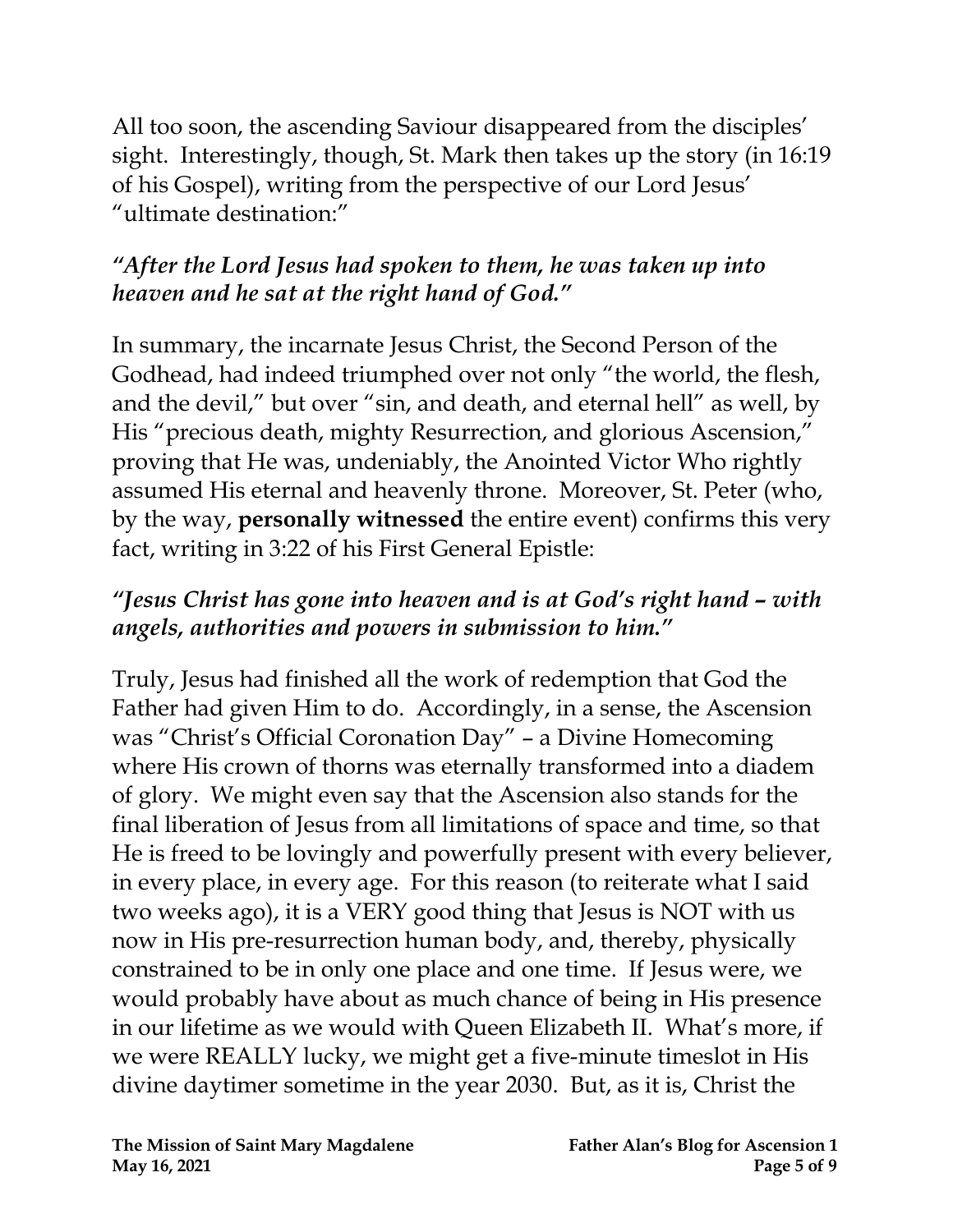All too soon, the ascending Saviour disappeared from the disciples' sight. Interestingly, though, St. Mark then takes up the story (in 16:19 of his Gospel), writing from the perspective of our Lord Jesus' "ultimate destination:"

***"After the Lord Jesus had spoken to them, he was taken up into heaven and he sat at the right hand of God."***

In summary, the incarnate Jesus Christ, the Second Person of the Godhead, had indeed triumphed over not only "the world, the flesh, and the devil," but over "sin, and death, and eternal hell" as well, by His "precious death, mighty Resurrection, and glorious Ascension," proving that He was, undeniably, the Anointed Victor Who rightly assumed His eternal and heavenly throne. Moreover, St. Peter (who, by the way, **personally witnessed** the entire event) confirms this very fact, writing in 3:22 of his First General Epistle:

***"Jesus Christ has gone into heaven and is at God's right hand – with angels, authorities and powers in submission to him."***

Truly, Jesus had finished all the work of redemption that God the Father had given Him to do. Accordingly, in a sense, the Ascension was "Christ's Official Coronation Day" – a Divine Homecoming where His crown of thorns was eternally transformed into a diadem of glory. We might even say that the Ascension also stands for the final liberation of Jesus from all limitations of space and time, so that He is freed to be lovingly and powerfully present with every believer, in every place, in every age. For this reason (to reiterate what I said two weeks ago), it is a VERY good thing that Jesus is NOT with us now in His pre-resurrection human body, and, thereby, physically constrained to be in only one place and one time. If Jesus were, we would probably have about as much chance of being in His presence in our lifetime as we would with Queen Elizabeth II. What's more, if we were REALLY lucky, we might get a five-minute timeslot in His divine daytimer sometime in the year 2030. But, as it is, Christ the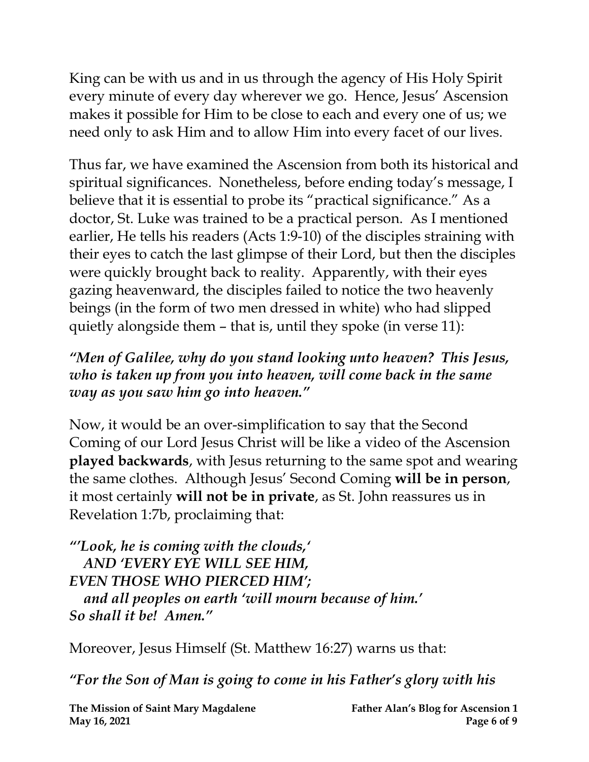King can be with us and in us through the agency of His Holy Spirit every minute of every day wherever we go. Hence, Jesus' Ascension makes it possible for Him to be close to each and every one of us; we need only to ask Him and to allow Him into every facet of our lives.

Thus far, we have examined the Ascension from both its historical and spiritual significances. Nonetheless, before ending today's message, I believe that it is essential to probe its "practical significance." As a doctor, St. Luke was trained to be a practical person. As I mentioned earlier, He tells his readers (Acts 1:9-10) of the disciples straining with their eyes to catch the last glimpse of their Lord, but then the disciples were quickly brought back to reality. Apparently, with their eyes gazing heavenward, the disciples failed to notice the two heavenly beings (in the form of two men dressed in white) who had slipped quietly alongside them – that is, until they spoke (in verse 11):

***"Men of Galilee, why do you stand looking unto heaven? This Jesus, who is taken up from you into heaven, will come back in the same way as you saw him go into heaven."***

Now, it would be an over-simplification to say that the Second Coming of our Lord Jesus Christ will be like a video of the Ascension **played backwards**, with Jesus returning to the same spot and wearing the same clothes. Although Jesus' Second Coming **will be in person**, it most certainly **will not be in private**, as St. John reassures us in Revelation 1:7b, proclaiming that:

***"'Look, he is coming with the clouds,'***
***AND 'EVERY EYE WILL SEE HIM,***
***EVEN THOSE WHO PIERCED HIM';***
***and all peoples on earth 'will mourn because of him.'***
***So shall it be! Amen."***

Moreover, Jesus Himself (St. Matthew 16:27) warns us that:

***"For the Son of Man is going to come in his Father's glory with his***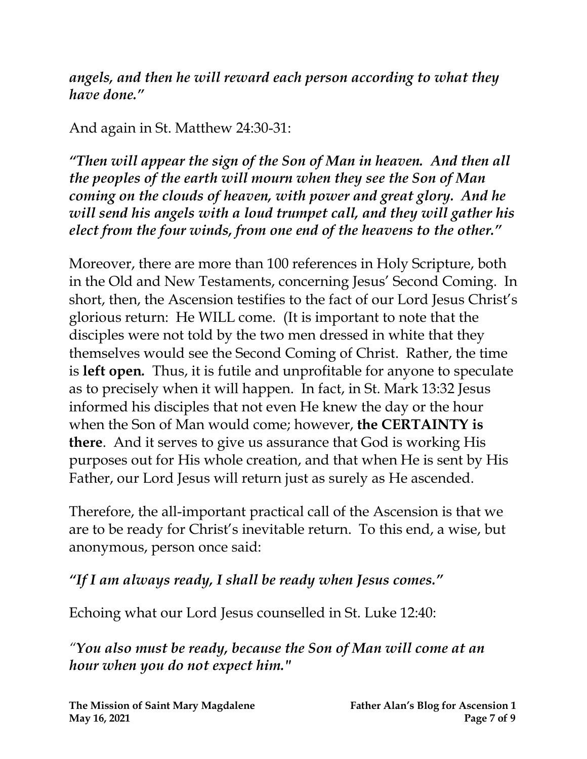***angels, and then he will reward each person according to what they have done."***

And again in St. Matthew 24:30-31:

***"Then will appear the sign of the Son of Man in heaven. And then all the peoples of the earth will mourn when they see the Son of Man coming on the clouds of heaven, with power and great glory. And he will send his angels with a loud trumpet call, and they will gather his elect from the four winds, from one end of the heavens to the other."***

Moreover, there are more than 100 references in Holy Scripture, both in the Old and New Testaments, concerning Jesus' Second Coming. In short, then, the Ascension testifies to the fact of our Lord Jesus Christ's glorious return: He WILL come. (It is important to note that the disciples were not told by the two men dressed in white that they themselves would see the Second Coming of Christ. Rather, the time is **left open.** Thus, it is futile and unprofitable for anyone to speculate as to precisely when it will happen. In fact, in St. Mark 13:32 Jesus informed his disciples that not even He knew the day or the hour when the Son of Man would come; however, **the CERTAINTY is there**. And it serves to give us assurance that God is working His purposes out for His whole creation, and that when He is sent by His Father, our Lord Jesus will return just as surely as He ascended.

Therefore, the all-important practical call of the Ascension is that we are to be ready for Christ's inevitable return. To this end, a wise, but anonymous, person once said:

***"If I am always ready, I shall be ready when Jesus comes."***

Echoing what our Lord Jesus counselled in St. Luke 12:40:

***"You also must be ready, because the Son of Man will come at an hour when you do not expect him."***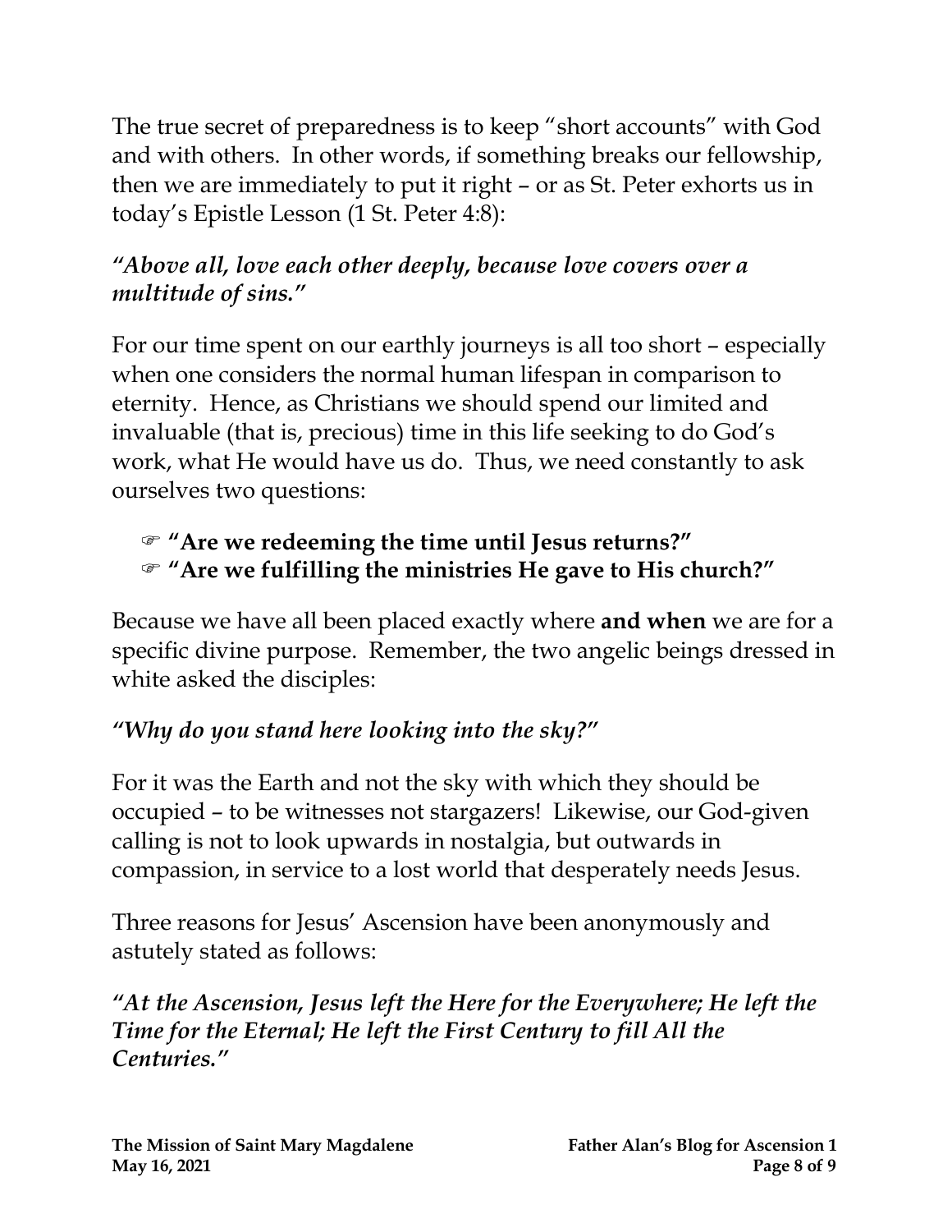The true secret of preparedness is to keep "short accounts" with God and with others. In other words, if something breaks our fellowship, then we are immediately to put it right – or as St. Peter exhorts us in today's Epistle Lesson (1 St. Peter 4:8):

***"Above all, love each other deeply, because love covers over a multitude of sins."***

For our time spent on our earthly journeys is all too short – especially when one considers the normal human lifespan in comparison to eternity. Hence, as Christians we should spend our limited and invaluable (that is, precious) time in this life seeking to do God's work, what He would have us do. Thus, we need constantly to ask ourselves two questions:

- ☞ **"Are we redeeming the time until Jesus returns?"**
- ☞ **"Are we fulfilling the ministries He gave to His church?"**

Because we have all been placed exactly where **and when** we are for a specific divine purpose. Remember, the two angelic beings dressed in white asked the disciples:

***"Why do you stand here looking into the sky?"***

For it was the Earth and not the sky with which they should be occupied – to be witnesses not stargazers! Likewise, our God-given calling is not to look upwards in nostalgia, but outwards in compassion, in service to a lost world that desperately needs Jesus.

Three reasons for Jesus' Ascension have been anonymously and astutely stated as follows:

***"At the Ascension, Jesus left the Here for the Everywhere; He left the Time for the Eternal; He left the First Century to fill All the Centuries."***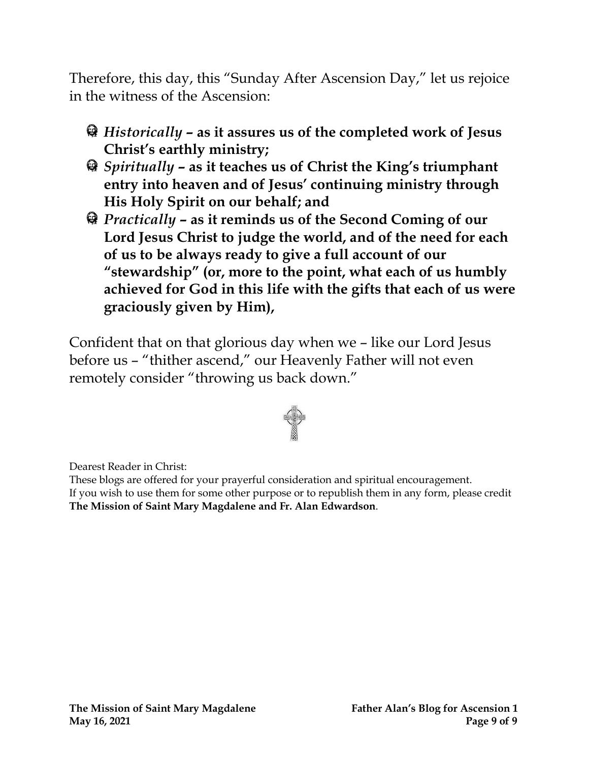Therefore, this day, this "Sunday After Ascension Day," let us rejoice in the witness of the Ascension:

- *Historically* **– as it assures us of the completed work of Jesus Christ's earthly ministry;**
- *Spiritually* **– as it teaches us of Christ the King's triumphant entry into heaven and of Jesus' continuing ministry through His Holy Spirit on our behalf; and**
- *Practically* **– as it reminds us of the Second Coming of our Lord Jesus Christ to judge the world, and of the need for each of us to be always ready to give a full account of our "stewardship" (or, more to the point, what each of us humbly achieved for God in this life with the gifts that each of us were graciously given by Him),**

Confident that on that glorious day when we – like our Lord Jesus before us – "thither ascend," our Heavenly Father will not even remotely consider "throwing us back down."

Dearest Reader in Christ:
These blogs are offered for your prayerful consideration and spiritual encouragement.
If you wish to use them for some other purpose or to republish them in any form, please credit **The Mission of Saint Mary Magdalene and Fr. Alan Edwardson**.